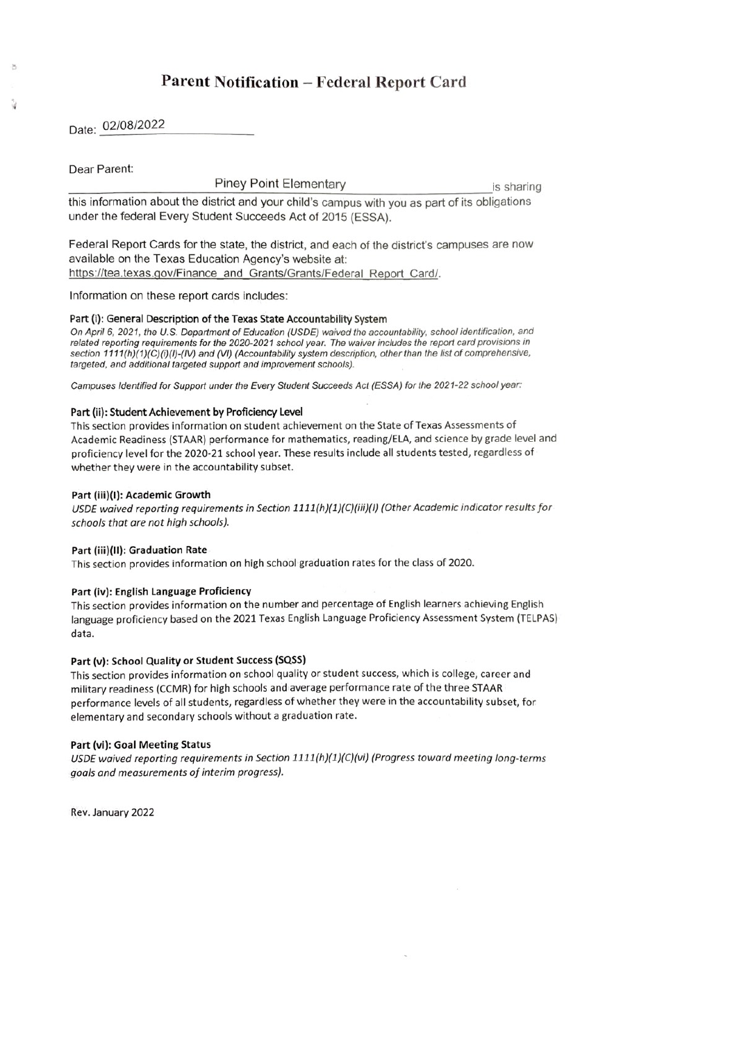# Parent Notification – Federal Report Card

Date: 02/08/2022

Dear Parent:

Piney Point Elementary is sharing this information about the district and your child's campus with you as part of its obligations under the federal Every Student Succeeds Act of 2015 (ESSA).

Federal Report Cards for the state, the district, and each of the district's campuses are now available on the Texas Education Agency's website at: https://tea.texas.gov/Finance_and_Grants/Grants/Federal_Report_Card/.

Information on these report cards includes:

**Part (i): General Description of the Texas State Accountability System**

*On April 6, 2021, the U.S. Department of Education (USDE) waived the accountability, school identification, and related reporting requirements for the 2020-2021 school year. The waiver includes the report card provisions in section 1111(h)(1)(C)(i)(I)-(IV) and (VI) (Accountability system description, other than the list of comprehensive, targeted, and additional targeted support and improvement schools).*

*Campuses Identified for Support under the Every Student Succeeds Act (ESSA) for the 2021-22 school year:*

**Part (ii): Student Achievement by Proficiency Level**

This section provides information on student achievement on the State of Texas Assessments of Academic Readiness (STAAR) performance for mathematics, reading/ELA, and science by grade level and proficiency level for the 2020-21 school year. These results include all students tested, regardless of whether they were in the accountability subset.

**Part (iii)(I): Academic Growth**

*USDE waived reporting requirements in Section 1111(h)(1)(C)(iii)(I) (Other Academic indicator results for schools that are not high schools).*

**Part (iii)(II): Graduation Rate**

This section provides information on high school graduation rates for the class of 2020.

**Part (iv): English Language Proficiency**

This section provides information on the number and percentage of English learners achieving English language proficiency based on the 2021 Texas English Language Proficiency Assessment System (TELPAS) data.

**Part (v): School Quality or Student Success (SQSS)**

This section provides information on school quality or student success, which is college, career and military readiness (CCMR) for high schools and average performance rate of the three STAAR performance levels of all students, regardless of whether they were in the accountability subset, for elementary and secondary schools without a graduation rate.

**Part (vi): Goal Meeting Status**

*USDE waived reporting requirements in Section 1111(h)(1)(C)(vi) (Progress toward meeting long-terms goals and measurements of interim progress).*

Rev. January 2022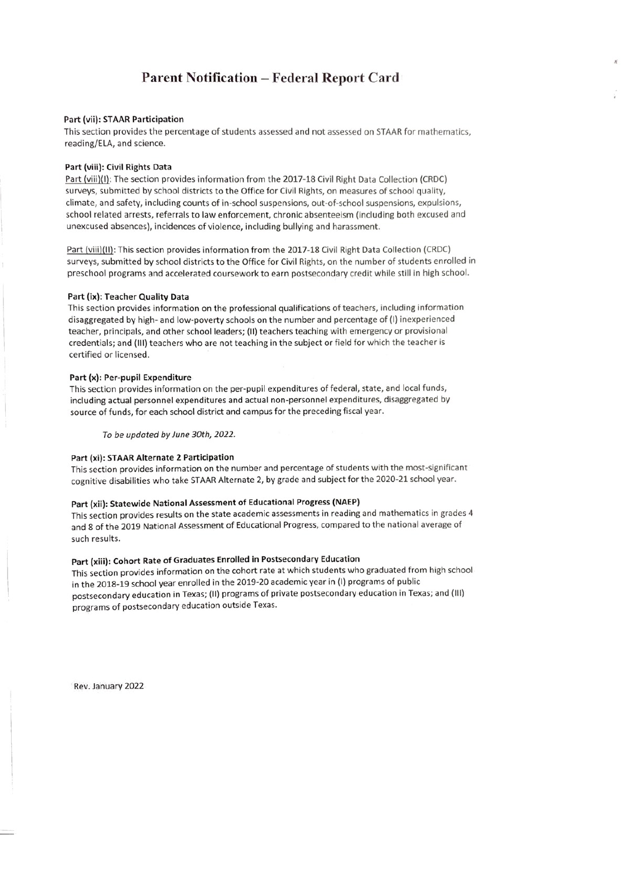# Parent Notification – Federal Report Card

**Part (vii): STAAR Participation**

This section provides the percentage of students assessed and not assessed on STAAR for mathematics, reading/ELA, and science.

**Part (viii): Civil Rights Data**

Part (viii)(I): The section provides information from the 2017-18 Civil Right Data Collection (CRDC) surveys, submitted by school districts to the Office for Civil Rights, on measures of school quality, climate, and safety, including counts of in-school suspensions, out-of-school suspensions, expulsions, school related arrests, referrals to law enforcement, chronic absenteeism (including both excused and unexcused absences), incidences of violence, including bullying and harassment.

Part (viii)(II): This section provides information from the 2017-18 Civil Right Data Collection (CRDC) surveys, submitted by school districts to the Office for Civil Rights, on the number of students enrolled in preschool programs and accelerated coursework to earn postsecondary credit while still in high school.

**Part (ix): Teacher Quality Data**

This section provides information on the professional qualifications of teachers, including information disaggregated by high- and low-poverty schools on the number and percentage of (I) inexperienced teacher, principals, and other school leaders; (II) teachers teaching with emergency or provisional credentials; and (III) teachers who are not teaching in the subject or field for which the teacher is certified or licensed.

**Part (x): Per-pupil Expenditure**

This section provides information on the per-pupil expenditures of federal, state, and local funds, including actual personnel expenditures and actual non-personnel expenditures, disaggregated by source of funds, for each school district and campus for the preceding fiscal year.

*To be updated by June 30th, 2022.*

**Part (xi): STAAR Alternate 2 Participation**

This section provides information on the number and percentage of students with the most-significant cognitive disabilities who take STAAR Alternate 2, by grade and subject for the 2020-21 school year.

**Part (xii): Statewide National Assessment of Educational Progress (NAEP)**

This section provides results on the state academic assessments in reading and mathematics in grades 4 and 8 of the 2019 National Assessment of Educational Progress, compared to the national average of such results.

**Part (xiii): Cohort Rate of Graduates Enrolled in Postsecondary Education**

This section provides information on the cohort rate at which students who graduated from high school in the 2018-19 school year enrolled in the 2019-20 academic year in (I) programs of public postsecondary education in Texas; (II) programs of private postsecondary education in Texas; and (III) programs of postsecondary education outside Texas.

Rev. January 2022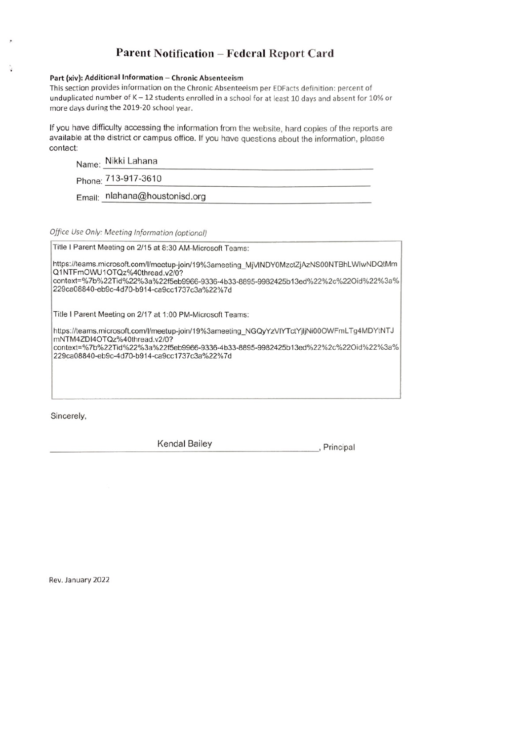# Parent Notification – Federal Report Card

**Part (xiv): Additional Information – Chronic Absenteeism**

This section provides information on the Chronic Absenteeism per EDFacts definition: percent of unduplicated number of K – 12 students enrolled in a school for at least 10 days and absent for 10% or more days during the 2019-20 school year.

If you have difficulty accessing the information from the website, hard copies of the reports are available at the district or campus office. If you have questions about the information, please contact:

Name: Nikki Lahana

Phone: 713-917-3610

Email: nlahana@houstonisd.org

*Office Use Only: Meeting Information (optional)*

Title I Parent Meeting on 2/15 at 8:30 AM-Microsoft Teams:

https://teams.microsoft.com/l/meetup-join/19%3ameeting_MjVlNDY0MzctZjAzNS00NTBhLWIwNDQtMmQ1NTFmOWU1OTQz%40thread.v2/0?context=%7b%22Tid%22%3a%22f5eb9966-9336-4b33-8895-9982425b13ed%22%2c%22Oid%22%3a%229ca08840-eb9c-4d70-b914-ca9cc1737c3a%22%7d

Title I Parent Meeting on 2/17 at 1:00 PM-Microsoft Teams:

https://teams.microsoft.com/l/meetup-join/19%3ameeting_NGQyYzVlYTctYjljNi00OWFmLTg4MDYtNTJmNTM4ZDI4OTQz%40thread.v2/0?context=%7b%22Tid%22%3a%22f5eb9966-9336-4b33-8895-9982425b13ed%22%2c%22Oid%22%3a%229ca08840-eb9c-4d70-b914-ca9cc1737c3a%22%7d

Sincerely,

Kendal Bailey, Principal

Rev. January 2022